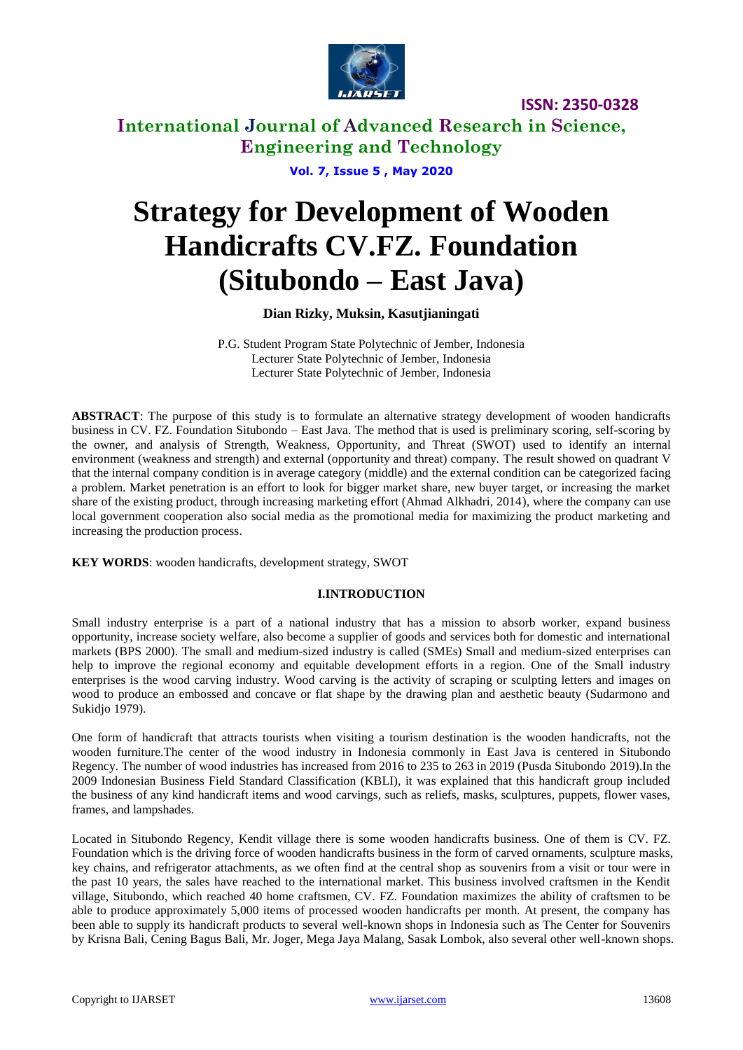# Strategy for Development of Wooden Handicrafts CV.FZ. Foundation (Situbondo – East Java)

**Dian Rizky, Muksin, Kasutjianingati**

P.G. Student Program State Polytechnic of Jember, Indonesia
Lecturer State Polytechnic of Jember, Indonesia
Lecturer State Polytechnic of Jember, Indonesia

**ABSTRACT**: The purpose of this study is to formulate an alternative strategy development of wooden handicrafts business in CV. FZ. Foundation Situbondo – East Java. The method that is used is preliminary scoring, self-scoring by the owner, and analysis of Strength, Weakness, Opportunity, and Threat (SWOT) used to identify an internal environment (weakness and strength) and external (opportunity and threat) company. The result showed on quadrant V that the internal company condition is in average category (middle) and the external condition can be categorized facing a problem. Market penetration is an effort to look for bigger market share, new buyer target, or increasing the market share of the existing product, through increasing marketing effort (Ahmad Alkhadri, 2014), where the company can use local government cooperation also social media as the promotional media for maximizing the product marketing and increasing the production process.

**KEY WORDS**: wooden handicrafts, development strategy, SWOT

## I.INTRODUCTION

Small industry enterprise is a part of a national industry that has a mission to absorb worker, expand business opportunity, increase society welfare, also become a supplier of goods and services both for domestic and international markets (BPS 2000). The small and medium-sized industry is called (SMEs) Small and medium-sized enterprises can help to improve the regional economy and equitable development efforts in a region. One of the Small industry enterprises is the wood carving industry. Wood carving is the activity of scraping or sculpting letters and images on wood to produce an embossed and concave or flat shape by the drawing plan and aesthetic beauty (Sudarmono and Sukidjo 1979).

One form of handicraft that attracts tourists when visiting a tourism destination is the wooden handicrafts, not the wooden furniture.The center of the wood industry in Indonesia commonly in East Java is centered in Situbondo Regency. The number of wood industries has increased from 2016 to 235 to 263 in 2019 (Pusda Situbondo 2019).In the 2009 Indonesian Business Field Standard Classification (KBLI), it was explained that this handicraft group included the business of any kind handicraft items and wood carvings, such as reliefs, masks, sculptures, puppets, flower vases, frames, and lampshades.

Located in Situbondo Regency, Kendit village there is some wooden handicrafts business. One of them is CV. FZ. Foundation which is the driving force of wooden handicrafts business in the form of carved ornaments, sculpture masks, key chains, and refrigerator attachments, as we often find at the central shop as souvenirs from a visit or tour were in the past 10 years, the sales have reached to the international market. This business involved craftsmen in the Kendit village, Situbondo, which reached 40 home craftsmen, CV. FZ. Foundation maximizes the ability of craftsmen to be able to produce approximately 5,000 items of processed wooden handicrafts per month. At present, the company has been able to supply its handicraft products to several well-known shops in Indonesia such as The Center for Souvenirs by Krisna Bali, Cening Bagus Bali, Mr. Joger, Mega Jaya Malang, Sasak Lombok, also several other well-known shops.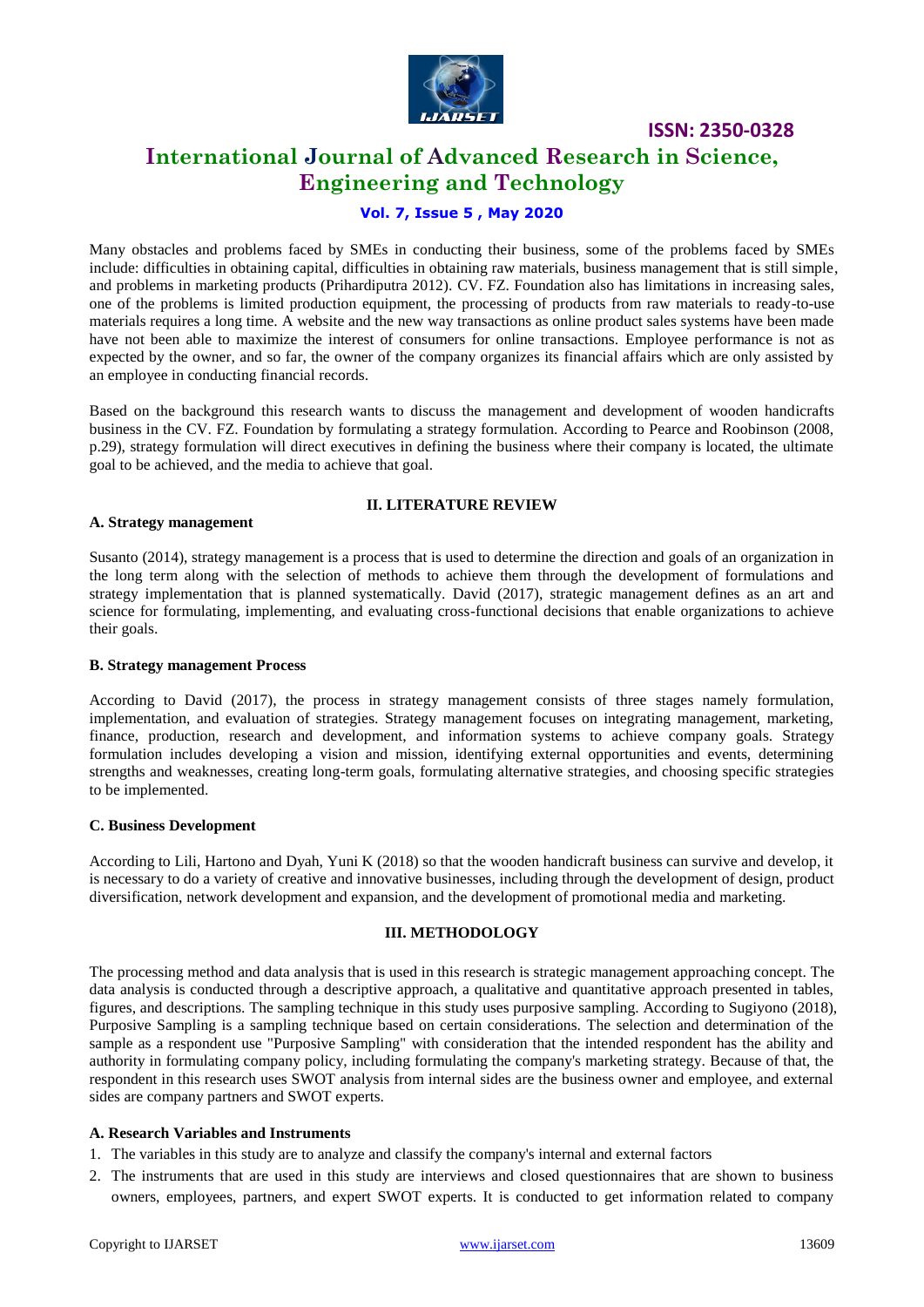Many obstacles and problems faced by SMEs in conducting their business, some of the problems faced by SMEs include: difficulties in obtaining capital, difficulties in obtaining raw materials, business management that is still simple, and problems in marketing products (Prihardiputra 2012). CV. FZ. Foundation also has limitations in increasing sales, one of the problems is limited production equipment, the processing of products from raw materials to ready-to-use materials requires a long time. A website and the new way transactions as online product sales systems have been made have not been able to maximize the interest of consumers for online transactions. Employee performance is not as expected by the owner, and so far, the owner of the company organizes its financial affairs which are only assisted by an employee in conducting financial records.

Based on the background this research wants to discuss the management and development of wooden handicrafts business in the CV. FZ. Foundation by formulating a strategy formulation. According to Pearce and Roobinson (2008, p.29), strategy formulation will direct executives in defining the business where their company is located, the ultimate goal to be achieved, and the media to achieve that goal.

## II. LITERATURE REVIEW

### A. Strategy management

Susanto (2014), strategy management is a process that is used to determine the direction and goals of an organization in the long term along with the selection of methods to achieve them through the development of formulations and strategy implementation that is planned systematically. David (2017), strategic management defines as an art and science for formulating, implementing, and evaluating cross-functional decisions that enable organizations to achieve their goals.

### B. Strategy management Process

According to David (2017), the process in strategy management consists of three stages namely formulation, implementation, and evaluation of strategies. Strategy management focuses on integrating management, marketing, finance, production, research and development, and information systems to achieve company goals. Strategy formulation includes developing a vision and mission, identifying external opportunities and events, determining strengths and weaknesses, creating long-term goals, formulating alternative strategies, and choosing specific strategies to be implemented.

### C. Business Development

According to Lili, Hartono and Dyah, Yuni K (2018) so that the wooden handicraft business can survive and develop, it is necessary to do a variety of creative and innovative businesses, including through the development of design, product diversification, network development and expansion, and the development of promotional media and marketing.

## III. METHODOLOGY

The processing method and data analysis that is used in this research is strategic management approaching concept. The data analysis is conducted through a descriptive approach, a qualitative and quantitative approach presented in tables, figures, and descriptions. The sampling technique in this study uses purposive sampling. According to Sugiyono (2018), Purposive Sampling is a sampling technique based on certain considerations. The selection and determination of the sample as a respondent use "Purposive Sampling" with consideration that the intended respondent has the ability and authority in formulating company policy, including formulating the company's marketing strategy. Because of that, the respondent in this research uses SWOT analysis from internal sides are the business owner and employee, and external sides are company partners and SWOT experts.

### A. Research Variables and Instruments

1. The variables in this study are to analyze and classify the company's internal and external factors
2. The instruments that are used in this study are interviews and closed questionnaires that are shown to business owners, employees, partners, and expert SWOT experts. It is conducted to get information related to company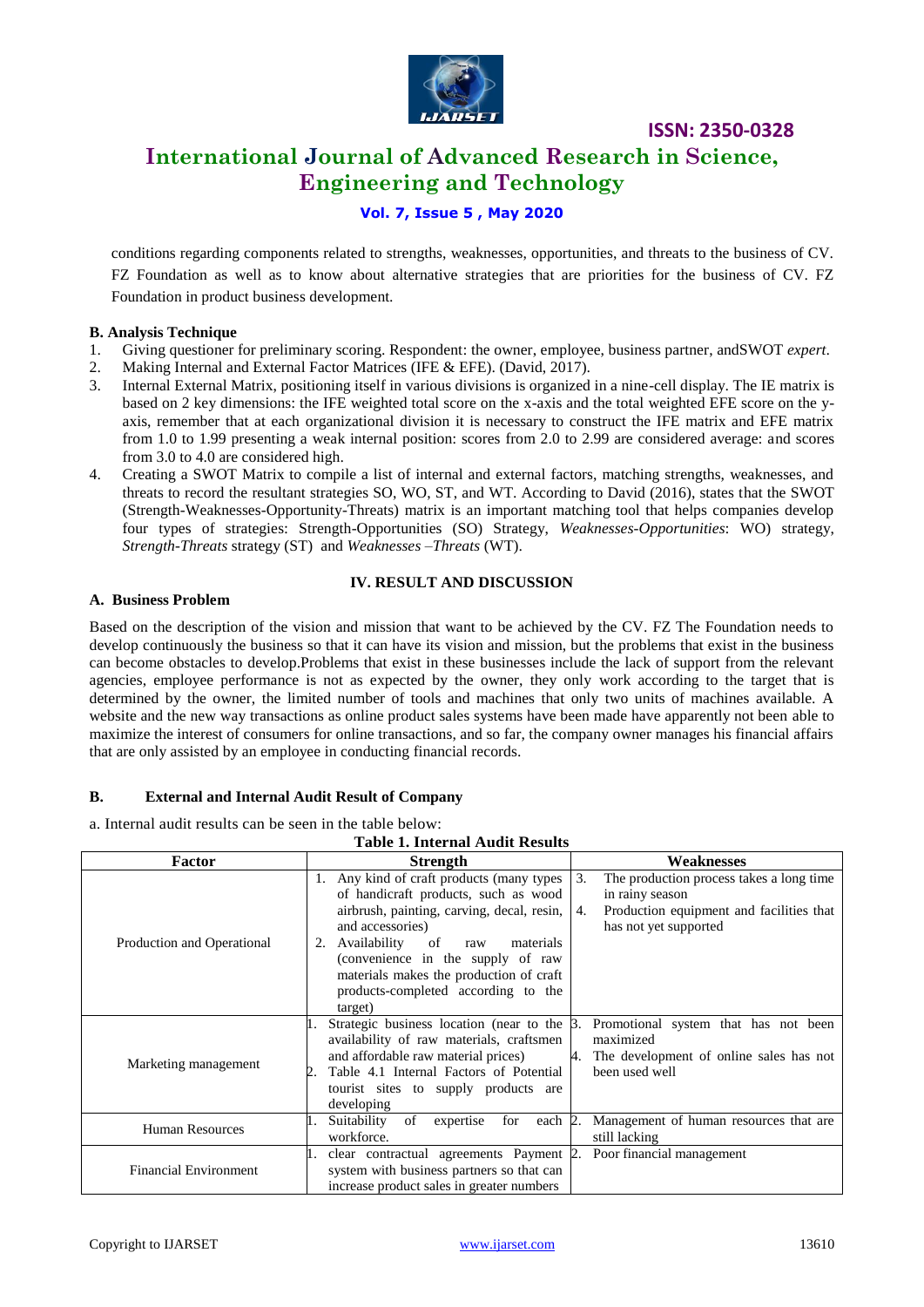conditions regarding components related to strengths, weaknesses, opportunities, and threats to the business of CV. FZ Foundation as well as to know about alternative strategies that are priorities for the business of CV. FZ Foundation in product business development.

**B. Analysis Technique**

1. Giving questioner for preliminary scoring. Respondent: the owner, employee, business partner, andSWOT *expert*.
2. Making Internal and External Factor Matrices (IFE & EFE). (David, 2017).
3. Internal External Matrix, positioning itself in various divisions is organized in a nine-cell display. The IE matrix is based on 2 key dimensions: the IFE weighted total score on the x-axis and the total weighted EFE score on the y-axis, remember that at each organizational division it is necessary to construct the IFE matrix and EFE matrix from 1.0 to 1.99 presenting a weak internal position: scores from 2.0 to 2.99 are considered average: and scores from 3.0 to 4.0 are considered high.
4. Creating a SWOT Matrix to compile a list of internal and external factors, matching strengths, weaknesses, and threats to record the resultant strategies SO, WO, ST, and WT. According to David (2016), states that the SWOT (Strength-Weaknesses-Opportunity-Threats) matrix is an important matching tool that helps companies develop four types of strategies: Strength-Opportunities (SO) Strategy, *Weaknesses-Opportunities*: WO) strategy, *Strength-Threats* strategy (ST) and *Weaknesses –Threats* (WT).

## IV. RESULT AND DISCUSSION

**A. Business Problem**

Based on the description of the vision and mission that want to be achieved by the CV. FZ The Foundation needs to develop continuously the business so that it can have its vision and mission, but the problems that exist in the business can become obstacles to develop.Problems that exist in these businesses include the lack of support from the relevant agencies, employee performance is not as expected by the owner, they only work according to the target that is determined by the owner, the limited number of tools and machines that only two units of machines available. A website and the new way transactions as online product sales systems have been made have apparently not been able to maximize the interest of consumers for online transactions, and so far, the company owner manages his financial affairs that are only assisted by an employee in conducting financial records.

**B. External and Internal Audit Result of Company**

a. Internal audit results can be seen in the table below:

**Table 1. Internal Audit Results**

| Factor | Strength | Weaknesses |
|---|---|---|
| Production and Operational | 1. Any kind of craft products (many types of handicraft products, such as wood airbrush, painting, carving, decal, resin, and accessories)<br>2. Availability of raw materials (convenience in the supply of raw materials makes the production of craft products-completed according to the target) | 3. The production process takes a long time in rainy season<br>4. Production equipment and facilities that has not yet supported |
| Marketing management | 1. Strategic business location (near to the availability of raw materials, craftsmen and affordable raw material prices)<br>2. Table 4.1 Internal Factors of Potential tourist sites to supply products are developing | 3. Promotional system that has not been maximized<br>4. The development of online sales has not been used well |
| Human Resources | 1. Suitability of expertise for each workforce. | 2. Management of human resources that are still lacking |
| Financial Environment | 1. clear contractual agreements Payment system with business partners so that can increase product sales in greater numbers | 2. Poor financial management |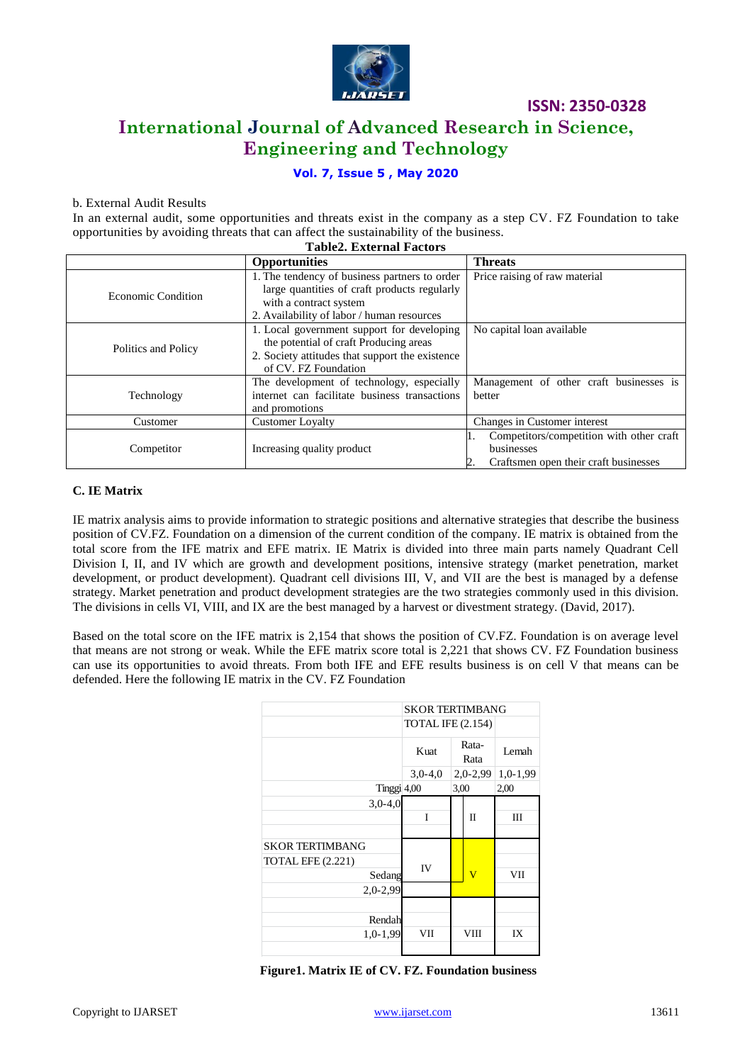b. External Audit Results

In an external audit, some opportunities and threats exist in the company as a step CV. FZ Foundation to take opportunities by avoiding threats that can affect the sustainability of the business.

**Table2. External Factors**

| | Opportunities | Threats |
|---|---|---|
| Economic Condition | 1. The tendency of business partners to order large quantities of craft products regularly with a contract system<br>2. Availability of labor / human resources | Price raising of raw material |
| Politics and Policy | 1. Local government support for developing the potential of craft Producing areas<br>2. Society attitudes that support the existence of CV. FZ Foundation | No capital loan available |
| Technology | The development of technology, especially internet can facilitate business transactions and promotions | Management of other craft businesses is better |
| Customer | Customer Loyalty | Changes in Customer interest |
| Competitor | Increasing quality product | 1. Competitors/competition with other craft businesses<br>2. Craftsmen open their craft businesses |

**C. IE Matrix**

IE matrix analysis aims to provide information to strategic positions and alternative strategies that describe the business position of CV.FZ. Foundation on a dimension of the current condition of the company. IE matrix is obtained from the total score from the IFE matrix and EFE matrix. IE Matrix is divided into three main parts namely Quadrant Cell Division I, II, and IV which are growth and development positions, intensive strategy (market penetration, market development, or product development). Quadrant cell divisions III, V, and VII are the best is managed by a defense strategy. Market penetration and product development strategies are the two strategies commonly used in this division. The divisions in cells VI, VIII, and IX are the best managed by a harvest or divestment strategy. (David, 2017).

Based on the total score on the IFE matrix is 2,154 that shows the position of CV.FZ. Foundation is on average level that means are not strong or weak. While the EFE matrix score total is 2,221 that shows CV. FZ Foundation business can use its opportunities to avoid threats. From both IFE and EFE results business is on cell V that means can be defended. Here the following IE matrix in the CV. FZ Foundation

| | SKOR TERTIMBANG TOTAL IFE (2.154) | | |
|---|---|---|---|
| | Kuat | Rata-Rata | Lemah |
| | 3,0-4,0 | 2,0-2,99 | 1,0-1,99 |
| | Tinggi 4,00 | 3,00 | 2,00 |
| Tinggi 3,0-4,0 | I | II | III |
| SKOR TERTIMBANG TOTAL EFE (2.221) Sedang 2,0-2,99 | IV | V | VII |
| Rendah 1,0-1,99 | VII | VIII | IX |

**Figure1. Matrix IE of CV. FZ. Foundation business**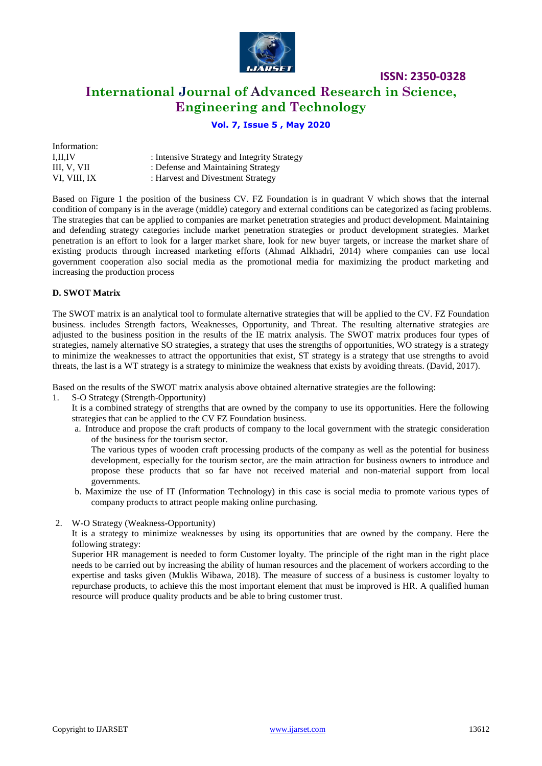Information:

| | |
|---|---|
| I,II,IV | : Intensive Strategy and Integrity Strategy |
| III, V, VII | : Defense and Maintaining Strategy |
| VI, VIII, IX | : Harvest and Divestment Strategy |

Based on Figure 1 the position of the business CV. FZ Foundation is in quadrant V which shows that the internal condition of company is in the average (middle) category and external conditions can be categorized as facing problems. The strategies that can be applied to companies are market penetration strategies and product development. Maintaining and defending strategy categories include market penetration strategies or product development strategies. Market penetration is an effort to look for a larger market share, look for new buyer targets, or increase the market share of existing products through increased marketing efforts (Ahmad Alkhadri, 2014) where companies can use local government cooperation also social media as the promotional media for maximizing the product marketing and increasing the production process

**D. SWOT Matrix**

The SWOT matrix is an analytical tool to formulate alternative strategies that will be applied to the CV. FZ Foundation business. includes Strength factors, Weaknesses, Opportunity, and Threat. The resulting alternative strategies are adjusted to the business position in the results of the IE matrix analysis. The SWOT matrix produces four types of strategies, namely alternative SO strategies, a strategy that uses the strengths of opportunities, WO strategy is a strategy to minimize the weaknesses to attract the opportunities that exist, ST strategy is a strategy that use strengths to avoid threats, the last is a WT strategy is a strategy to minimize the weakness that exists by avoiding threats. (David, 2017).

Based on the results of the SWOT matrix analysis above obtained alternative strategies are the following:

1. S-O Strategy (Strength-Opportunity)

   It is a combined strategy of strengths that are owned by the company to use its opportunities. Here the following strategies that can be applied to the CV FZ Foundation business.

   a. Introduce and propose the craft products of company to the local government with the strategic consideration of the business for the tourism sector.

      The various types of wooden craft processing products of the company as well as the potential for business development, especially for the tourism sector, are the main attraction for business owners to introduce and propose these products that so far have not received material and non-material support from local governments.

   b. Maximize the use of IT (Information Technology) in this case is social media to promote various types of company products to attract people making online purchasing.

2. W-O Strategy (Weakness-Opportunity)

   It is a strategy to minimize weaknesses by using its opportunities that are owned by the company. Here the following strategy:

   Superior HR management is needed to form Customer loyalty. The principle of the right man in the right place needs to be carried out by increasing the ability of human resources and the placement of workers according to the expertise and tasks given (Muklis Wibawa, 2018). The measure of success of a business is customer loyalty to repurchase products, to achieve this the most important element that must be improved is HR. A qualified human resource will produce quality products and be able to bring customer trust.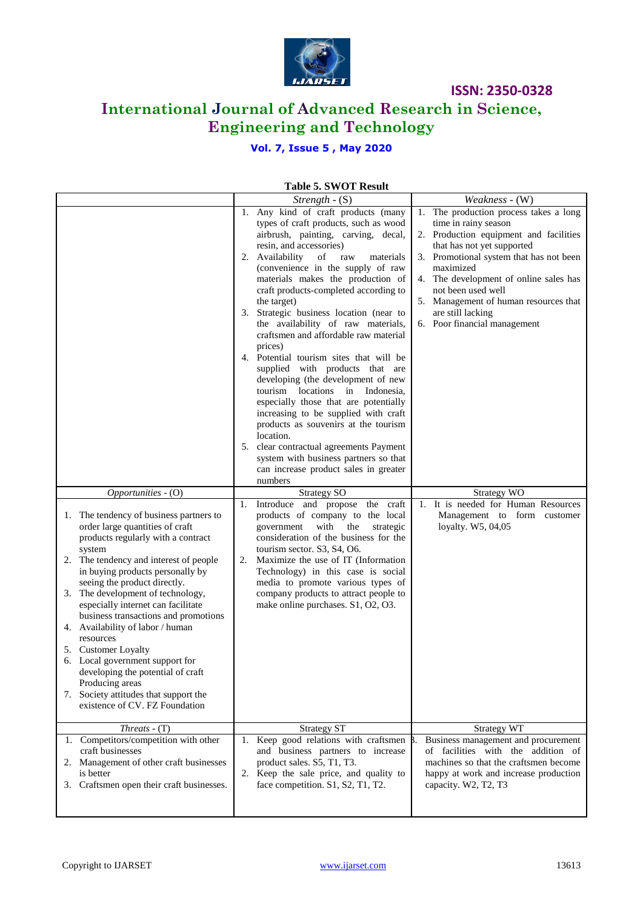**Table 5. SWOT Result**

| | *Strength* - (S) | *Weakness* - (W) |
|---|---|---|
| | 1. Any kind of craft products (many types of craft products, such as wood airbrush, painting, carving, decal, resin, and accessories)<br>2. Availability of raw materials (convenience in the supply of raw materials makes the production of craft products-completed according to the target)<br>3. Strategic business location (near to the availability of raw materials, craftsmen and affordable raw material prices)<br>4. Potential tourism sites that will be supplied with products that are developing (the development of new tourism locations in Indonesia, especially those that are potentially increasing to be supplied with craft products as souvenirs at the tourism location.<br>5. clear contractual agreements Payment system with business partners so that can increase product sales in greater numbers | 1. The production process takes a long time in rainy season<br>2. Production equipment and facilities that has not yet supported<br>3. Promotional system that has not been maximized<br>4. The development of online sales has not been used well<br>5. Management of human resources that are still lacking<br>6. Poor financial management |
| *Opportunities* - (O) | Strategy SO | Strategy WO |
| 1. The tendency of business partners to order large quantities of craft products regularly with a contract system<br>2. The tendency and interest of people in buying products personally by seeing the product directly.<br>3. The development of technology, especially internet can facilitate business transactions and promotions<br>4. Availability of labor / human resources<br>5. Customer Loyalty<br>6. Local government support for developing the potential of craft Producing areas<br>7. Society attitudes that support the existence of CV. FZ Foundation | 1. Introduce and propose the craft products of company to the local government with the strategic consideration of the business for the tourism sector. S3, S4, O6.<br>2. Maximize the use of IT (Information Technology) in this case is social media to promote various types of company products to attract people to make online purchases. S1, O2, O3. | 1. It is needed for Human Resources Management to form customer loyalty. W5, 04,05 |
| *Threats* - (T) | Strategy ST | Strategy WT |
| 1. Competitors/competition with other craft businesses<br>2. Management of other craft businesses is better<br>3. Craftsmen open their craft businesses. | 1. Keep good relations with craftsmen and business partners to increase product sales. S5, T1, T3.<br>2. Keep the sale price, and quality to face competition. S1, S2, T1, T2. | 3. Business management and procurement of facilities with the addition of machines so that the craftsmen become happy at work and increase production capacity. W2, T2, T3 |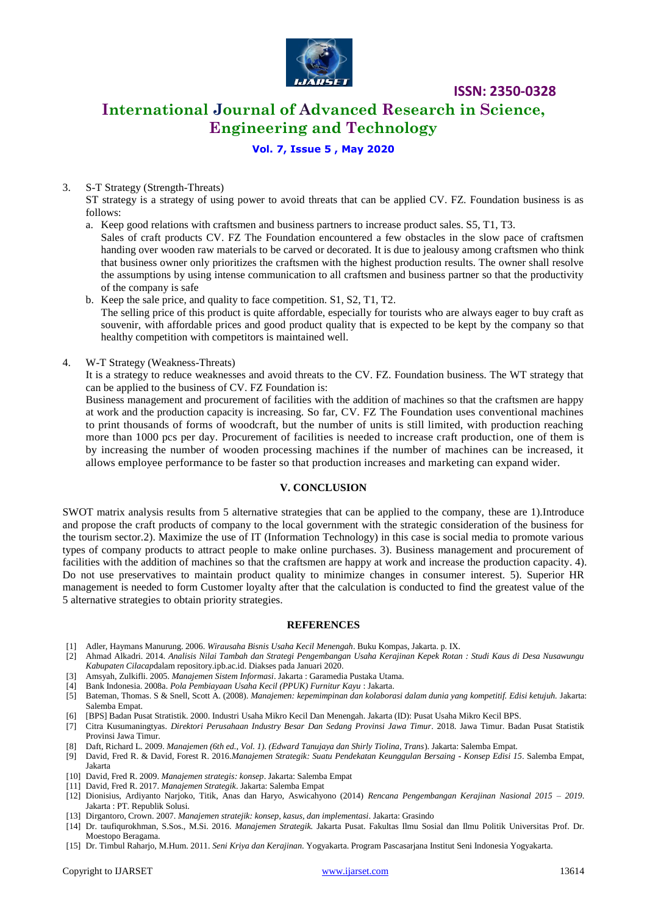3. S-T Strategy (Strength-Threats)

   ST strategy is a strategy of using power to avoid threats that can be applied CV. FZ. Foundation business is as follows:

   a. Keep good relations with craftsmen and business partners to increase product sales. S5, T1, T3.

      Sales of craft products CV. FZ The Foundation encountered a few obstacles in the slow pace of craftsmen handing over wooden raw materials to be carved or decorated. It is due to jealousy among craftsmen who think that business owner only prioritizes the craftsmen with the highest production results. The owner shall resolve the assumptions by using intense communication to all craftsmen and business partner so that the productivity of the company is safe

   b. Keep the sale price, and quality to face competition. S1, S2, T1, T2.

      The selling price of this product is quite affordable, especially for tourists who are always eager to buy craft as souvenir, with affordable prices and good product quality that is expected to be kept by the company so that healthy competition with competitors is maintained well.

4. W-T Strategy (Weakness-Threats)

   It is a strategy to reduce weaknesses and avoid threats to the CV. FZ. Foundation business. The WT strategy that can be applied to the business of CV. FZ Foundation is:

   Business management and procurement of facilities with the addition of machines so that the craftsmen are happy at work and the production capacity is increasing. So far, CV. FZ The Foundation uses conventional machines to print thousands of forms of woodcraft, but the number of units is still limited, with production reaching more than 1000 pcs per day. Procurement of facilities is needed to increase craft production, one of them is by increasing the number of wooden processing machines if the number of machines can be increased, it allows employee performance to be faster so that production increases and marketing can expand wider.

## V. CONCLUSION

SWOT matrix analysis results from 5 alternative strategies that can be applied to the company, these are 1).Introduce and propose the craft products of company to the local government with the strategic consideration of the business for the tourism sector.2). Maximize the use of IT (Information Technology) in this case is social media to promote various types of company products to attract people to make online purchases. 3). Business management and procurement of facilities with the addition of machines so that the craftsmen are happy at work and increase the production capacity. 4). Do not use preservatives to maintain product quality to minimize changes in consumer interest. 5). Superior HR management is needed to form Customer loyalty after that the calculation is conducted to find the greatest value of the 5 alternative strategies to obtain priority strategies.

## REFERENCES

[1] Adler, Haymans Manurung. 2006. *Wirausaha Bisnis Usaha Kecil Menengah*. Buku Kompas, Jakarta. p. IX.

[2] Ahmad Alkadri. 2014. *Analisis Nilai Tambah dan Strategi Pengembangan Usaha Kerajinan Kepek Rotan : Studi Kaus di Desa Nusawungu Kabupaten Cilacap*dalam repository.ipb.ac.id. Diakses pada Januari 2020.

[3] Amsyah, Zulkifli. 2005. *Manajemen Sistem Informasi*. Jakarta : Garamedia Pustaka Utama.

[4] Bank Indonesia. 2008a. *Pola Pembiayaan Usaha Kecil (PPUK) Furnitur Kayu* : Jakarta.

[5] Bateman, Thomas. S & Snell, Scott A. (2008). *Manajemen: kepemimpinan dan kolaborasi dalam dunia yang kompetitif. Edisi ketujuh.* Jakarta: Salemba Empat.

[6] [BPS] Badan Pusat Stratistik. 2000. Industri Usaha Mikro Kecil Dan Menengah. Jakarta (ID): Pusat Usaha Mikro Kecil BPS.

[7] Citra Kusumaningtyas. *Direktori Perusahaan Industry Besar Dan Sedang Provinsi Jawa Timur*. 2018. Jawa Timur. Badan Pusat Statistik Provinsi Jawa Timur.

[8] Daft, Richard L. 2009. *Manajemen (6th ed., Vol. 1). (Edward Tanujaya dan Shirly Tiolina, Trans*). Jakarta: Salemba Empat.

[9] David, Fred R. & David, Forest R. 2016.*Manajemen Strategik: Suatu Pendekatan Keunggulan Bersaing - Konsep Edisi 15*. Salemba Empat, Jakarta

[10] David, Fred R. 2009. *Manajemen strategis: konsep*. Jakarta: Salemba Empat

[11] David, Fred R. 2017. *Manajemen Strategik*. Jakarta: Salemba Empat

[12] Dionisius, Ardiyanto Narjoko, Titik, Anas dan Haryo, Aswicahyono (2014) *Rencana Pengembangan Kerajinan Nasional 2015 – 2019*. Jakarta : PT. Republik Solusi.

[13] Dirgantoro, Crown. 2007. *Manajemen stratejik: konsep, kasus, dan implementasi*. Jakarta: Grasindo

[14] Dr. taufiqurokhman, S.Sos., M.Si. 2016. *Manajemen Strategik.* Jakarta Pusat. Fakultas Ilmu Sosial dan Ilmu Politik Universitas Prof. Dr. Moestopo Beragama.

[15] Dr. Timbul Raharjo, M.Hum. 2011. *Seni Kriya dan Kerajinan*. Yogyakarta. Program Pascasarjana Institut Seni Indonesia Yogyakarta.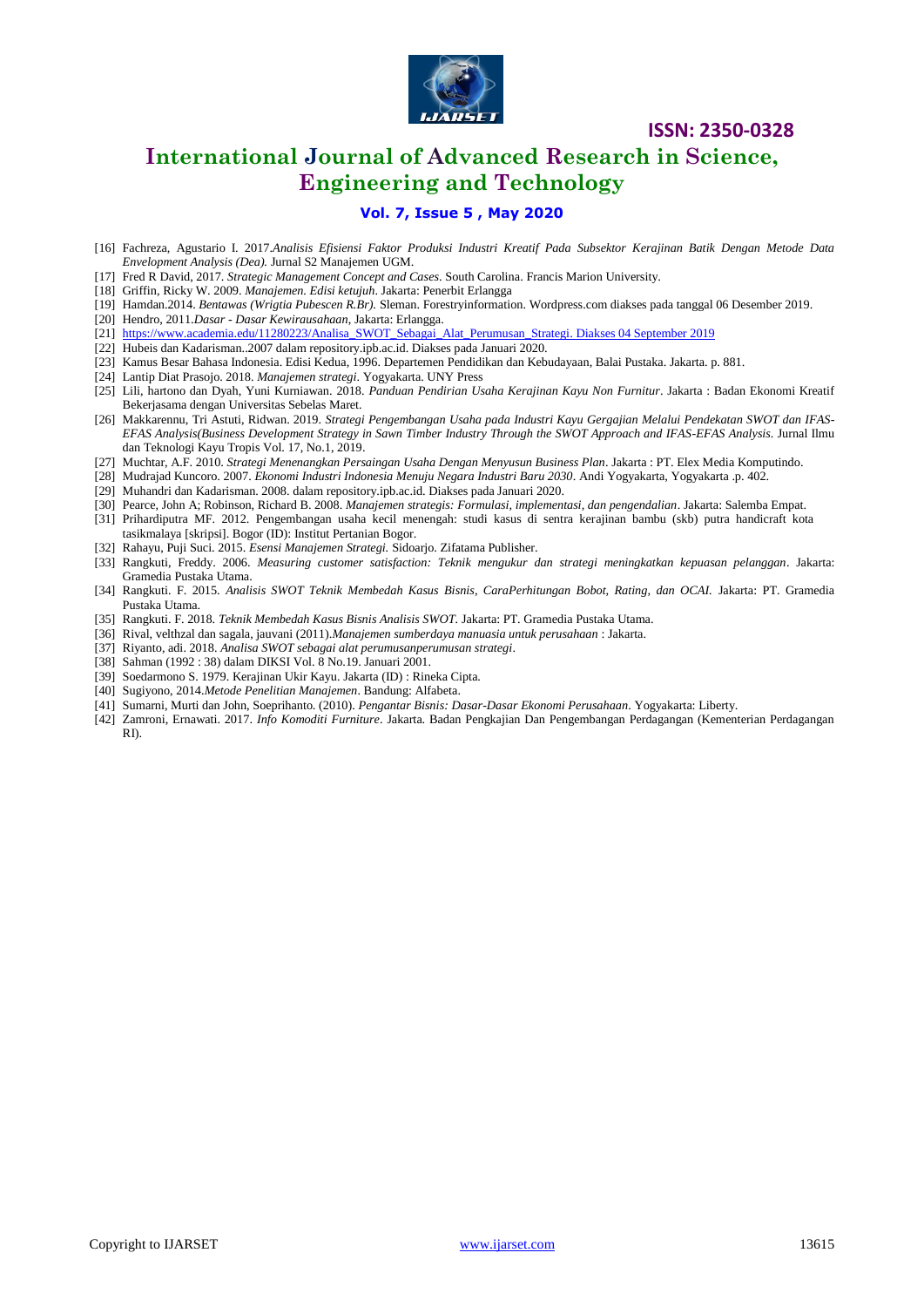[16] Fachreza, Agustario I. 2017.*Analisis Efisiensi Faktor Produksi Industri Kreatif Pada Subsektor Kerajinan Batik Dengan Metode Data Envelopment Analysis (Dea).* Jurnal S2 Manajemen UGM.

[17] Fred R David, 2017. *Strategic Management Concept and Cases*. South Carolina. Francis Marion University.

[18] Griffin, Ricky W. 2009. *Manajemen. Edisi ketujuh*. Jakarta: Penerbit Erlangga

[19] Hamdan.2014. *Bentawas (Wrigtia Pubescen R.Br).* Sleman. Forestryinformation. Wordpress.com diakses pada tanggal 06 Desember 2019.

[20] Hendro, 2011.*Dasar - Dasar Kewirausahaan*, Jakarta: Erlangga.

[21] [https://www.academia.edu/11280223/Analisa_SWOT_Sebagai_Alat_Perumusan_Strategi. Diakses 04 September 2019](https://www.academia.edu/11280223/Analisa_SWOT_Sebagai_Alat_Perumusan_Strategi)

[22] Hubeis dan Kadarisman..2007 dalam repository.ipb.ac.id. Diakses pada Januari 2020.

[23] Kamus Besar Bahasa Indonesia. Edisi Kedua, 1996. Departemen Pendidikan dan Kebudayaan, Balai Pustaka. Jakarta. p. 881.

[24] Lantip Diat Prasojo. 2018. *Manajemen strategi*. Yogyakarta. UNY Press

[25] Lili, hartono dan Dyah, Yuni Kurniawan. 2018. *Panduan Pendirian Usaha Kerajinan Kayu Non Furnitur*. Jakarta : Badan Ekonomi Kreatif Bekerjasama dengan Universitas Sebelas Maret.

[26] Makkarennu, Tri Astuti, Ridwan. 2019. *Strategi Pengembangan Usaha pada Industri Kayu Gergajian Melalui Pendekatan SWOT dan IFAS-EFAS Analysis(Business Development Strategy in Sawn Timber Industry Through the SWOT Approach and IFAS-EFAS Analysis.* Jurnal Ilmu dan Teknologi Kayu Tropis Vol. 17, No.1, 2019.

[27] Muchtar, A.F. 2010. *Strategi Menenangkan Persaingan Usaha Dengan Menyusun Business Plan*. Jakarta : PT. Elex Media Komputindo.

[28] Mudrajad Kuncoro. 2007. *Ekonomi Industri Indonesia Menuju Negara Industri Baru 2030*. Andi Yogyakarta, Yogyakarta .p. 402.

[29] Muhandri dan Kadarisman. 2008. dalam repository.ipb.ac.id. Diakses pada Januari 2020.

[30] Pearce, John A; Robinson, Richard B. 2008. *Manajemen strategis: Formulasi, implementasi, dan pengendalian*. Jakarta: Salemba Empat.

[31] Prihardiputra MF. 2012. Pengembangan usaha kecil menengah: studi kasus di sentra kerajinan bambu (skb) putra handicraft kota tasikmalaya [skripsi]. Bogor (ID): Institut Pertanian Bogor.

[32] Rahayu, Puji Suci. 2015. *Esensi Manajemen Strategi.* Sidoarjo. Zifatama Publisher.

[33] Rangkuti, Freddy. 2006. *Measuring customer satisfaction: Teknik mengukur dan strategi meningkatkan kepuasan pelanggan*. Jakarta: Gramedia Pustaka Utama.

[34] Rangkuti. F. 2015. *Analisis SWOT Teknik Membedah Kasus Bisnis, CaraPerhitungan Bobot, Rating, dan OCAI.* Jakarta: PT. Gramedia Pustaka Utama.

[35] Rangkuti. F. 2018. *Teknik Membedah Kasus Bisnis Analisis SWOT.* Jakarta: PT. Gramedia Pustaka Utama.

[36] Rival, velthzal dan sagala, jauvani (2011).*Manajemen sumberdaya manuasia untuk perusahaan* : Jakarta.

[37] Riyanto, adi. 2018. *Analisa SWOT sebagai alat perumusanperumusan strategi*.

[38] Sahman (1992 : 38) dalam DIKSI Vol. 8 No.19. Januari 2001.

[39] Soedarmono S. 1979. Kerajinan Ukir Kayu. Jakarta (ID) : Rineka Cipta.

[40] Sugiyono, 2014.*Metode Penelitian Manajemen*. Bandung: Alfabeta.

[41] Sumarni, Murti dan John, Soeprihanto. (2010). *Pengantar Bisnis: Dasar-Dasar Ekonomi Perusahaan*. Yogyakarta: Liberty.

[42] Zamroni, Ernawati. 2017. *Info Komoditi Furniture*. Jakarta. Badan Pengkajian Dan Pengembangan Perdagangan (Kementerian Perdagangan RI).